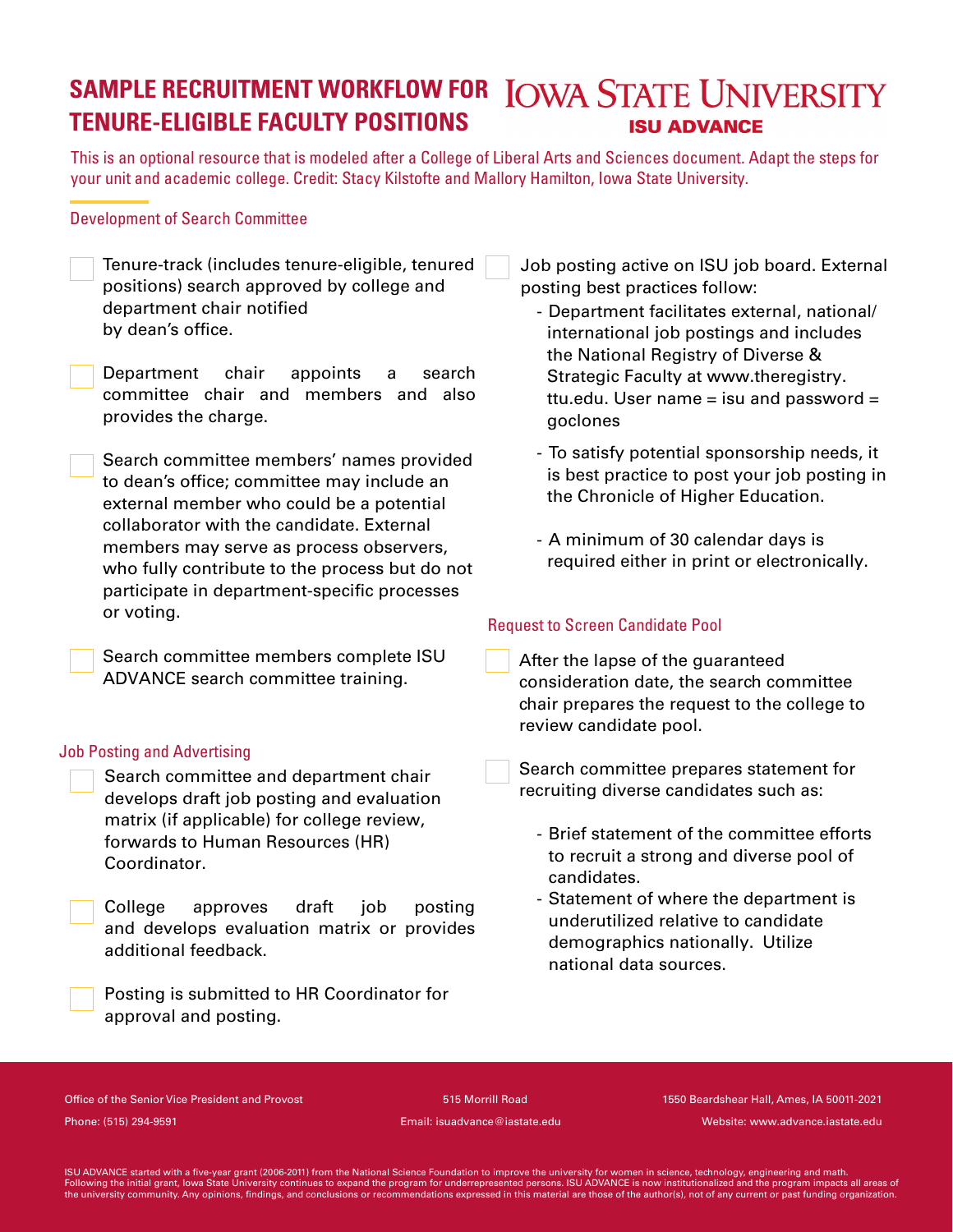# SAMPLE RECRUITMENT WORKFLOW FOR TENURE-ELIGIBLE FACULTY POSITIONS

**IOWA STATE UNIVERSITY**
**ISU ADVANCE**

This is an optional resource that is modeled after a College of Liberal Arts and Sciences document. Adapt the steps for your unit and academic college. Credit: Stacy Kilstofte and Mallory Hamilton, Iowa State University.

## Development of Search Committee

- [ ] Tenure-track (includes tenure-eligible, tenured positions) search approved by college and department chair notified by dean's office.
- [ ] Department chair appoints a search committee chair and members and also provides the charge.
- [ ] Search committee members' names provided to dean's office; committee may include an external member who could be a potential collaborator with the candidate. External members may serve as process observers, who fully contribute to the process but do not participate in department-specific processes or voting.
- [ ] Search committee members complete ISU ADVANCE search committee training.

## Job Posting and Advertising

- [ ] Search committee and department chair develops draft job posting and evaluation matrix (if applicable) for college review, forwards to Human Resources (HR) Coordinator.
- [ ] College approves draft job posting and develops evaluation matrix or provides additional feedback.
- [ ] Posting is submitted to HR Coordinator for approval and posting.
- [ ] Job posting active on ISU job board. External posting best practices follow:
  - Department facilitates external, national/international job postings and includes the National Registry of Diverse & Strategic Faculty at www.theregistry.ttu.edu. User name = isu and password = goclones
  - To satisfy potential sponsorship needs, it is best practice to post your job posting in the Chronicle of Higher Education.
  - A minimum of 30 calendar days is required either in print or electronically.

## Request to Screen Candidate Pool

- [ ] After the lapse of the guaranteed consideration date, the search committee chair prepares the request to the college to review candidate pool.
- [ ] Search committee prepares statement for recruiting diverse candidates such as:
  - Brief statement of the committee efforts to recruit a strong and diverse pool of candidates.
  - Statement of where the department is underutilized relative to candidate demographics nationally. Utilize national data sources.

Office of the Senior Vice President and Provost | 515 Morrill Road | 1550 Beardshear Hall, Ames, IA 50011-2021
Phone: (515) 294-9591 | Email: isuadvance@iastate.edu | Website: www.advance.iastate.edu

ISU ADVANCE started with a five-year grant (2006-2011) from the National Science Foundation to improve the university for women in science, technology, engineering and math. Following the initial grant, Iowa State University continues to expand the program for underrepresented persons. ISU ADVANCE is now institutionalized and the program impacts all areas of the university community. Any opinions, findings, and conclusions or recommendations expressed in this material are those of the author(s), not of any current or past funding organization.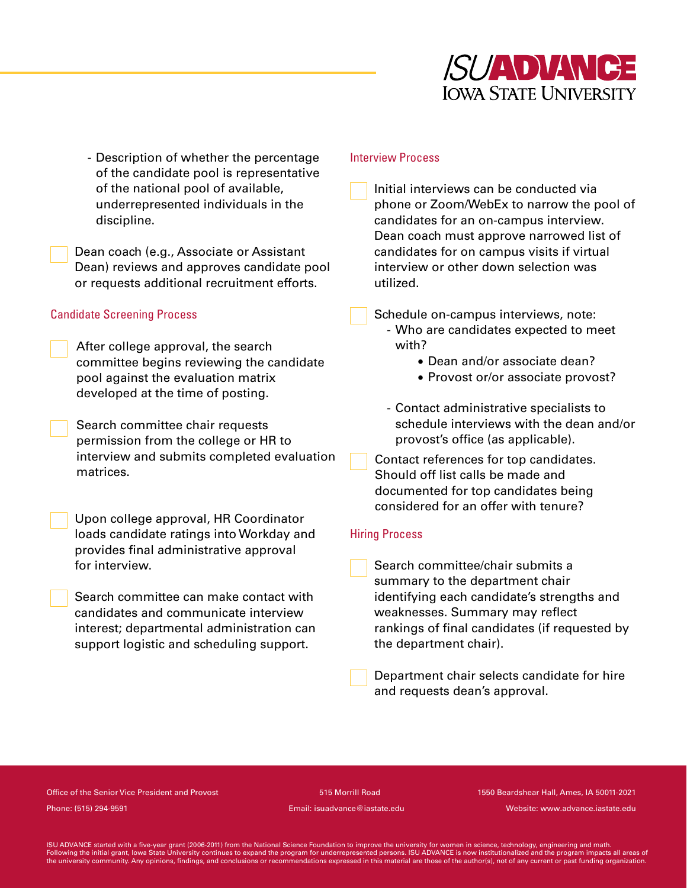- Description of whether the percentage of the candidate pool is representative of the national pool of available, underrepresented individuals in the discipline.

- [ ] Dean coach (e.g., Associate or Assistant Dean) reviews and approves candidate pool or requests additional recruitment efforts.

### Candidate Screening Process

- [ ] After college approval, the search committee begins reviewing the candidate pool against the evaluation matrix developed at the time of posting.

- [ ] Search committee chair requests permission from the college or HR to interview and submits completed evaluation matrices.

- [ ] Upon college approval, HR Coordinator loads candidate ratings into Workday and provides final administrative approval for interview.

- [ ] Search committee can make contact with candidates and communicate interview interest; departmental administration can support logistic and scheduling support.

### Interview Process

- [ ] Initial interviews can be conducted via phone or Zoom/WebEx to narrow the pool of candidates for an on-campus interview. Dean coach must approve narrowed list of candidates for on campus visits if virtual interview or other down selection was utilized.

- [ ] Schedule on-campus interviews, note:
  - Who are candidates expected to meet with?
    - Dean and/or associate dean?
    - Provost or/or associate provost?
  - Contact administrative specialists to schedule interviews with the dean and/or provost's office (as applicable).
- [ ] Contact references for top candidates. Should off list calls be made and documented for top candidates being considered for an offer with tenure?

### Hiring Process

- [ ] Search committee/chair submits a summary to the department chair identifying each candidate's strengths and weaknesses. Summary may reflect rankings of final candidates (if requested by the department chair).

- [ ] Department chair selects candidate for hire and requests dean's approval.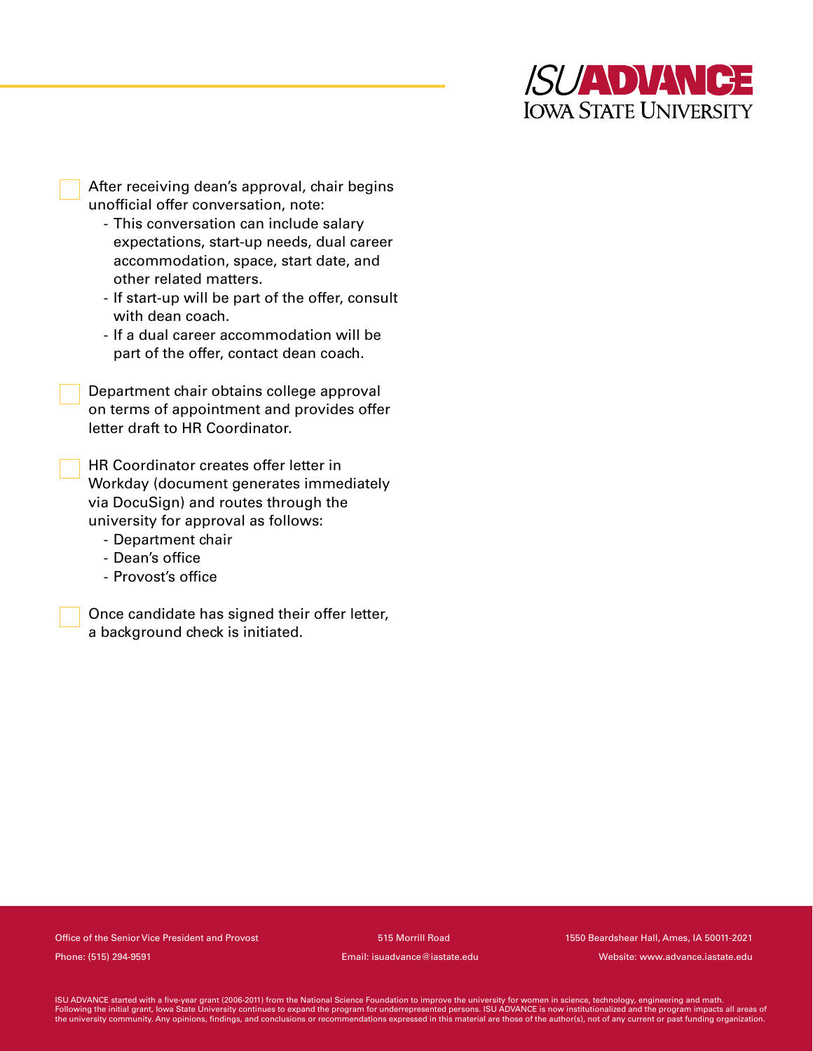- [ ] After receiving dean's approval, chair begins unofficial offer conversation, note:
  - This conversation can include salary expectations, start-up needs, dual career accommodation, space, start date, and other related matters.
  - If start-up will be part of the offer, consult with dean coach.
  - If a dual career accommodation will be part of the offer, contact dean coach.

- [ ] Department chair obtains college approval on terms of appointment and provides offer letter draft to HR Coordinator.

- [ ] HR Coordinator creates offer letter in Workday (document generates immediately via DocuSign) and routes through the university for approval as follows:
  - Department chair
  - Dean's office
  - Provost's office

- [ ] Once candidate has signed their offer letter, a background check is initiated.